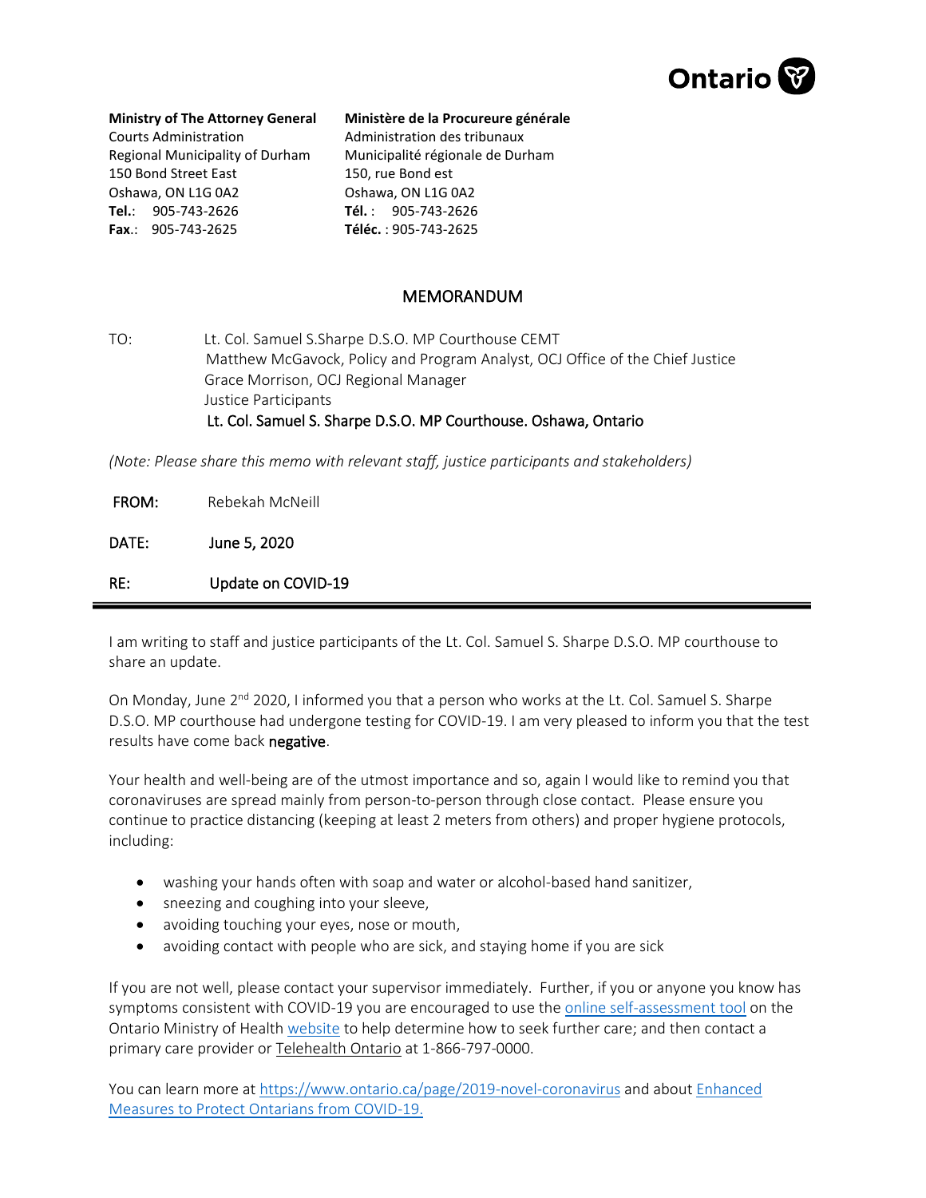Ontario

**Ministry of The Attorney General**
Courts Administration
Regional Municipality of Durham
150 Bond Street East
Oshawa, ON L1G 0A2
**Tel.**: 905-743-2626
**Fax**.: 905-743-2625

**Ministère de la Procureure générale**
Administration des tribunaux
Municipalité régionale de Durham
150, rue Bond est
Oshawa, ON L1G 0A2
**Tél.** : 905-743-2626
**Téléc.** : 905-743-2625

# MEMORANDUM

TO: Lt. Col. Samuel S.Sharpe D.S.O. MP Courthouse CEMT
Matthew McGavock, Policy and Program Analyst, OCJ Office of the Chief Justice
Grace Morrison, OCJ Regional Manager
Justice Participants
Lt. Col. Samuel S. Sharpe D.S.O. MP Courthouse. Oshawa, Ontario

*(Note: Please share this memo with relevant staff, justice participants and stakeholders)*

FROM: Rebekah McNeill

DATE: June 5, 2020

RE: Update on COVID-19

---

I am writing to staff and justice participants of the Lt. Col. Samuel S. Sharpe D.S.O. MP courthouse to share an update.

On Monday, June 2nd 2020, I informed you that a person who works at the Lt. Col. Samuel S. Sharpe D.S.O. MP courthouse had undergone testing for COVID-19. I am very pleased to inform you that the test results have come back **negative**.

Your health and well-being are of the utmost importance and so, again I would like to remind you that coronaviruses are spread mainly from person-to-person through close contact. Please ensure you continue to practice distancing (keeping at least 2 meters from others) and proper hygiene protocols, including:

- washing your hands often with soap and water or alcohol-based hand sanitizer,
- sneezing and coughing into your sleeve,
- avoiding touching your eyes, nose or mouth,
- avoiding contact with people who are sick, and staying home if you are sick

If you are not well, please contact your supervisor immediately. Further, if you or anyone you know has symptoms consistent with COVID-19 you are encouraged to use the online self-assessment tool on the Ontario Ministry of Health website to help determine how to seek further care; and then contact a primary care provider or Telehealth Ontario at 1-866-797-0000.

You can learn more at https://www.ontario.ca/page/2019-novel-coronavirus and about Enhanced Measures to Protect Ontarians from COVID-19.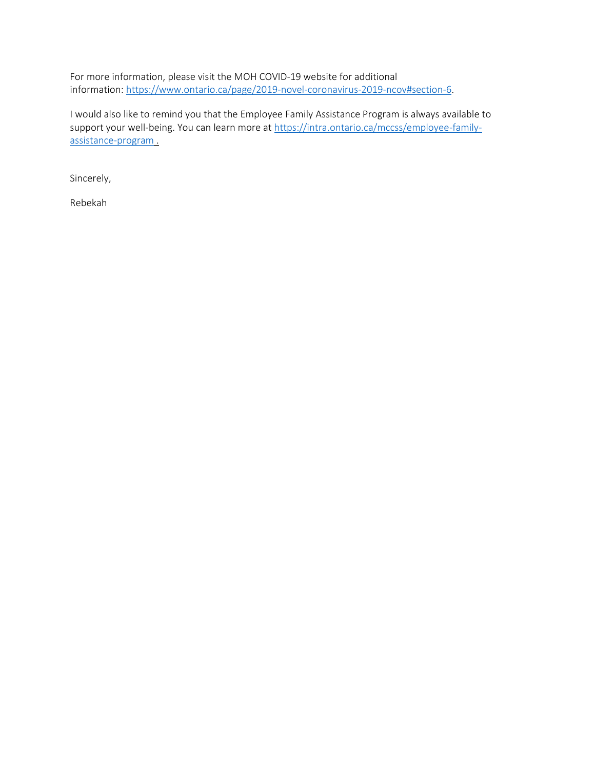For more information, please visit the MOH COVID-19 website for additional information: [https://www.ontario.ca/page/2019-novel-coronavirus-2019-ncov#section-6](https://www.ontario.ca/page/2019-novel-coronavirus-2019-ncov#section-6).

I would also like to remind you that the Employee Family Assistance Program is always available to support your well-being. You can learn more at [https://intra.ontario.ca/mccss/employee-family-assistance-program](https://intra.ontario.ca/mccss/employee-family-assistance-program) .

Sincerely,

Rebekah